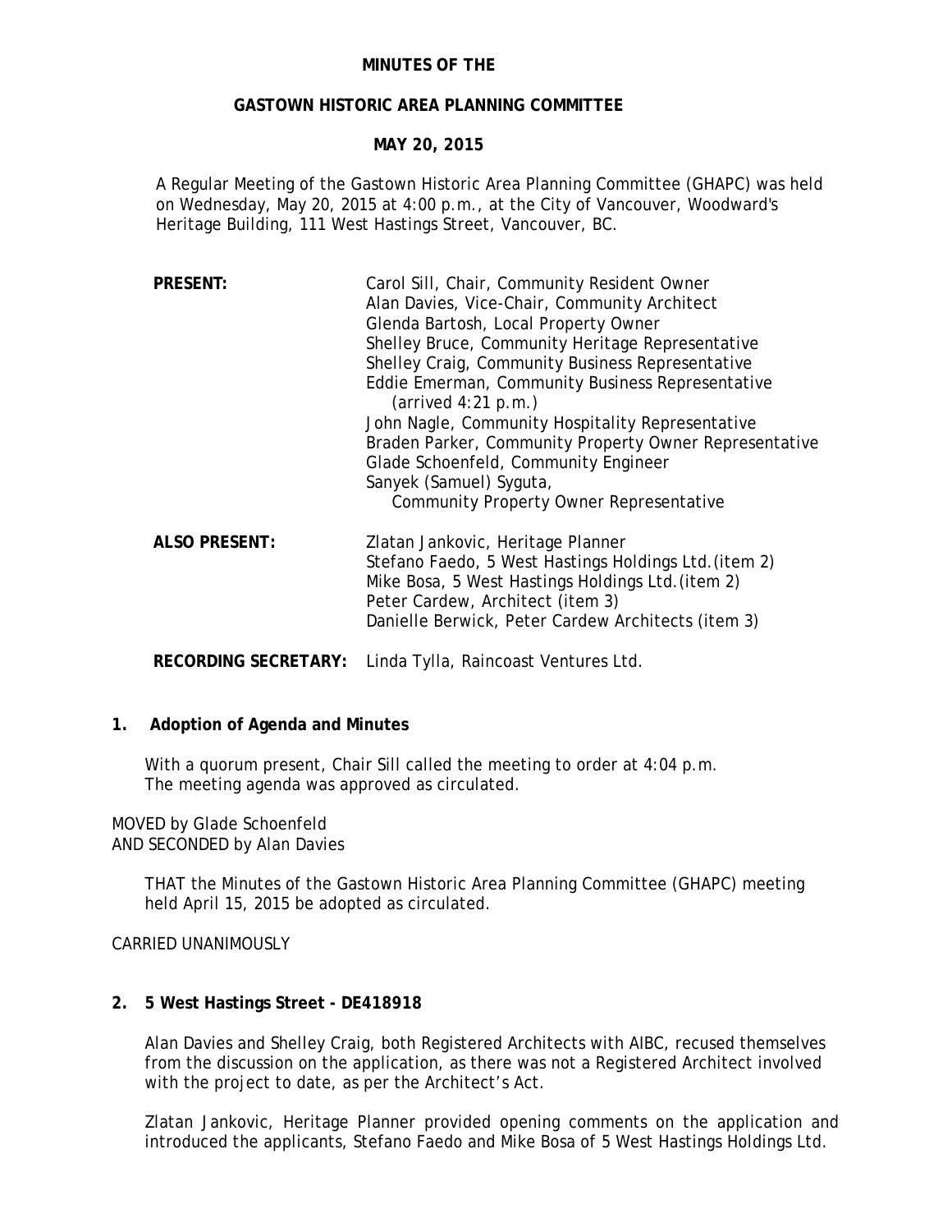# MINUTES OF THE

## GASTOWN HISTORIC AREA PLANNING COMMITTEE

## MAY 20, 2015

A Regular Meeting of the Gastown Historic Area Planning Committee (GHAPC) was held on Wednesday, May 20, 2015 at 4:00 p.m., at the City of Vancouver, Woodward's Heritage Building, 111 West Hastings Street, Vancouver, BC.

| | |
|---|---|
| **PRESENT:** | Carol Sill, Chair, Community Resident Owner<br>Alan Davies, Vice-Chair, Community Architect<br>Glenda Bartosh, Local Property Owner<br>Shelley Bruce, Community Heritage Representative<br>Shelley Craig, Community Business Representative<br>Eddie Emerman, Community Business Representative (arrived 4:21 p.m.)<br>John Nagle, Community Hospitality Representative<br>Braden Parker, Community Property Owner Representative<br>Glade Schoenfeld, Community Engineer<br>Sanyek (Samuel) Syguta, Community Property Owner Representative |
| **ALSO PRESENT:** | Zlatan Jankovic, Heritage Planner<br>Stefano Faedo, 5 West Hastings Holdings Ltd. (item 2)<br>Mike Bosa, 5 West Hastings Holdings Ltd. (item 2)<br>Peter Cardew, Architect (item 3)<br>Danielle Berwick, Peter Cardew Architects (item 3) |
| **RECORDING SECRETARY:** | Linda Tylla, Raincoast Ventures Ltd. |

### 1. Adoption of Agenda and Minutes

With a quorum present, Chair Sill called the meeting to order at 4:04 p.m. The meeting agenda was approved as circulated.

MOVED by Glade Schoenfeld
AND SECONDED by Alan Davies

THAT the Minutes of the Gastown Historic Area Planning Committee (GHAPC) meeting held April 15, 2015 be adopted as circulated.

CARRIED UNANIMOUSLY

### 2. 5 West Hastings Street - DE418918

Alan Davies and Shelley Craig, both Registered Architects with AIBC, recused themselves from the discussion on the application, as there was not a Registered Architect involved with the project to date, as per the Architect's Act.

Zlatan Jankovic, Heritage Planner provided opening comments on the application and introduced the applicants, Stefano Faedo and Mike Bosa of 5 West Hastings Holdings Ltd.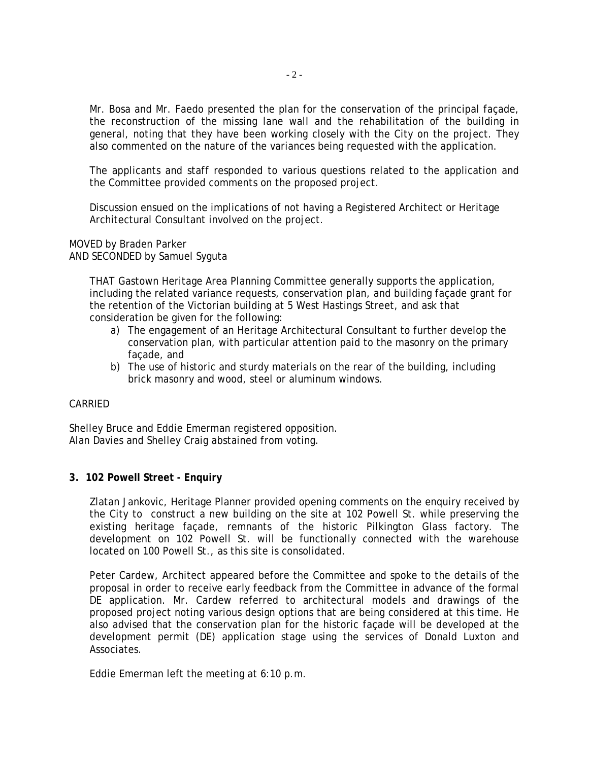Mr. Bosa and Mr. Faedo presented the plan for the conservation of the principal façade, the reconstruction of the missing lane wall and the rehabilitation of the building in general, noting that they have been working closely with the City on the project. They also commented on the nature of the variances being requested with the application.

The applicants and staff responded to various questions related to the application and the Committee provided comments on the proposed project.

Discussion ensued on the implications of not having a Registered Architect or Heritage Architectural Consultant involved on the project.

MOVED by Braden Parker
AND SECONDED by Samuel Syguta

THAT Gastown Heritage Area Planning Committee generally supports the application, including the related variance requests, conservation plan, and building façade grant for the retention of the Victorian building at 5 West Hastings Street, and ask that consideration be given for the following:

a) The engagement of an Heritage Architectural Consultant to further develop the conservation plan, with particular attention paid to the masonry on the primary façade, and
b) The use of historic and sturdy materials on the rear of the building, including brick masonry and wood, steel or aluminum windows.

CARRIED

Shelley Bruce and Eddie Emerman registered opposition.
Alan Davies and Shelley Craig abstained from voting.

**3. 102 Powell Street - Enquiry**

Zlatan Jankovic, Heritage Planner provided opening comments on the enquiry received by the City to construct a new building on the site at 102 Powell St. while preserving the existing heritage façade, remnants of the historic Pilkington Glass factory. The development on 102 Powell St. will be functionally connected with the warehouse located on 100 Powell St., as this site is consolidated.

Peter Cardew, Architect appeared before the Committee and spoke to the details of the proposal in order to receive early feedback from the Committee in advance of the formal DE application. Mr. Cardew referred to architectural models and drawings of the proposed project noting various design options that are being considered at this time. He also advised that the conservation plan for the historic façade will be developed at the development permit (DE) application stage using the services of Donald Luxton and Associates.

Eddie Emerman left the meeting at 6:10 p.m.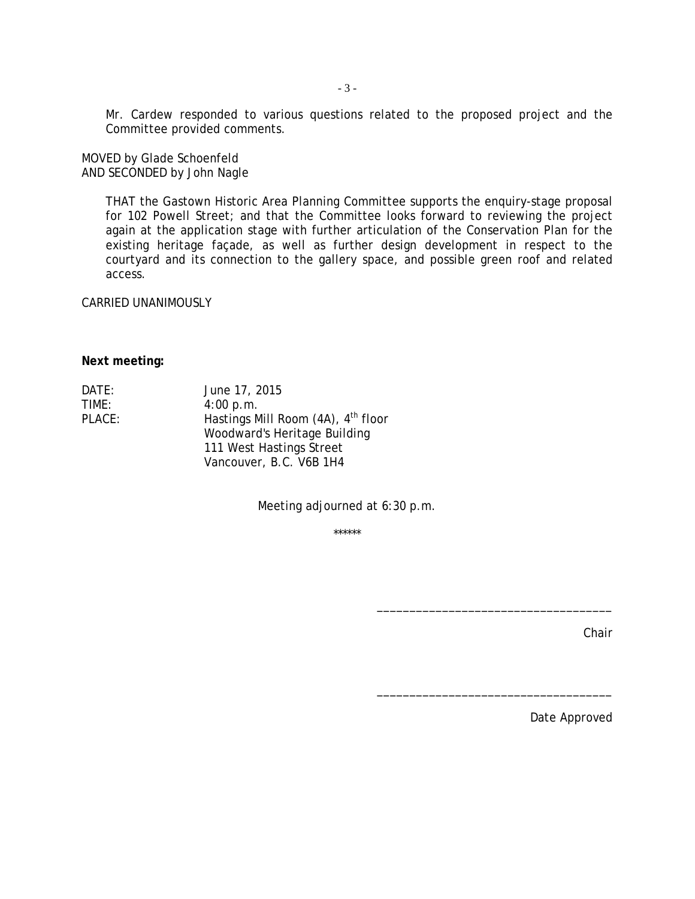Mr. Cardew responded to various questions related to the proposed project and the Committee provided comments.

MOVED by Glade Schoenfeld
AND SECONDED by John Nagle

THAT the Gastown Historic Area Planning Committee supports the enquiry-stage proposal for 102 Powell Street; and that the Committee looks forward to reviewing the project again at the application stage with further articulation of the Conservation Plan for the existing heritage façade, as well as further design development in respect to the courtyard and its connection to the gallery space, and possible green roof and related access.

CARRIED UNANIMOUSLY

**Next meeting:**

DATE: June 17, 2015
TIME: 4:00 p.m.
PLACE: Hastings Mill Room (4A), 4th floor
Woodward's Heritage Building
111 West Hastings Street
Vancouver, B.C. V6B 1H4

Meeting adjourned at 6:30 p.m.

\*\*\*\*\*

___________________________________
Chair

___________________________________
Date Approved